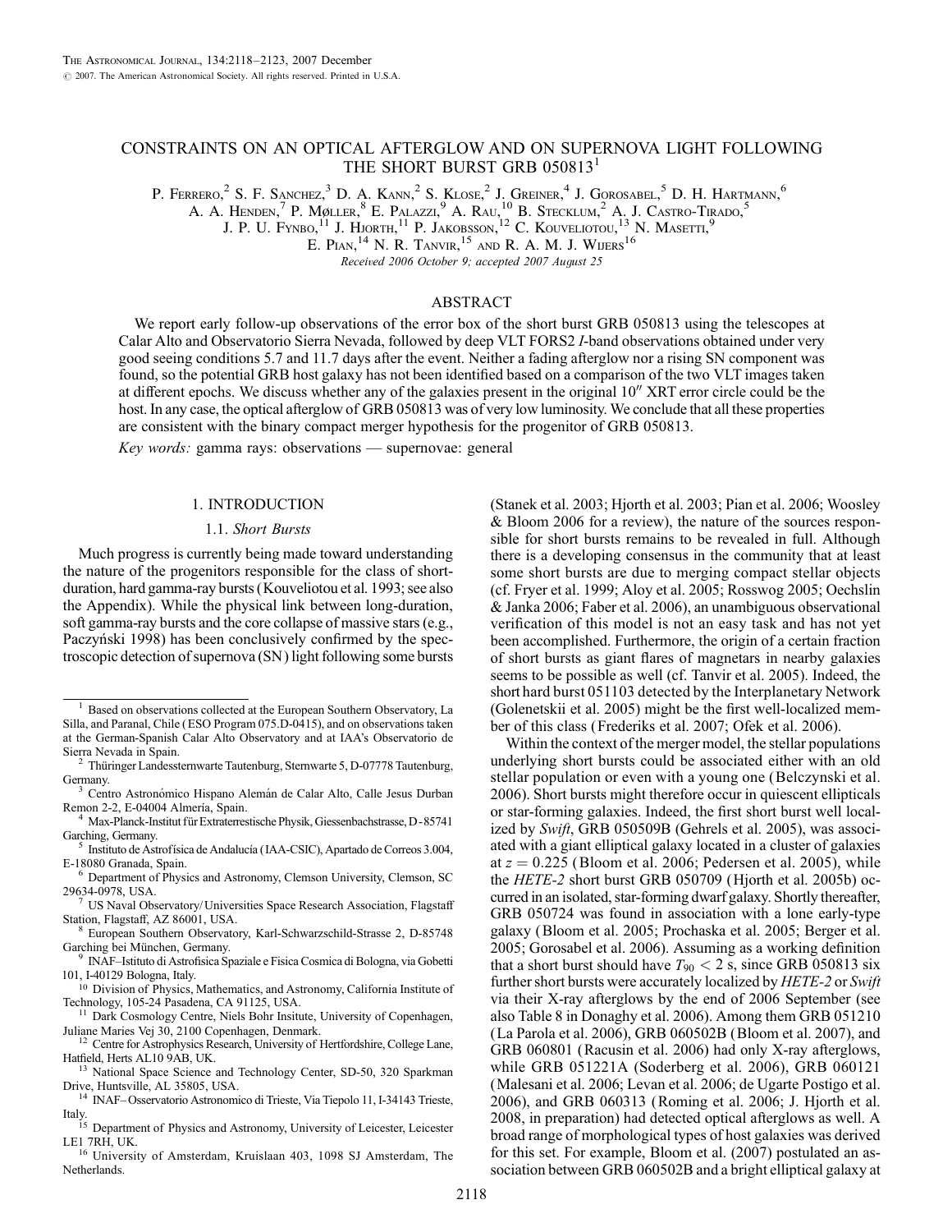# CONSTRAINTS ON AN OPTICAL AFTERGLOW AND ON SUPERNOVA LIGHT FOLLOWING THE SHORT BURST GRB 050813[1]

P. Ferrero,[2] S. F. Sanchez,[3] D. A. Kann,[2] S. Klose,[2] J. Greiner,[4] J. Gorosabel,[5] D. H. Hartmann,[6] A. A. Henden,[7] P. Møller,[8] E. Palazzi,[9] A. Rau,[10] B. Stecklum,[2] A. J. Castro-Tirado,[5] J. P. U. Fynbo,[11] J. Hjorth,[11] P. Jakobsson,[12] C. Kouveliotou,[13] N. Masetti,[9] E. Pian,[14] N. R. Tanvir,[15] and R. A. M. J. Wijers[16]

*Received 2006 October 9; accepted 2007 August 25*

## ABSTRACT

We report early follow-up observations of the error box of the short burst GRB 050813 using the telescopes at Calar Alto and Observatorio Sierra Nevada, followed by deep VLT FORS2 *I*-band observations obtained under very good seeing conditions 5.7 and 11.7 days after the event. Neither a fading afterglow nor a rising SN component was found, so the potential GRB host galaxy has not been identified based on a comparison of the two VLT images taken at different epochs. We discuss whether any of the galaxies present in the original 10″ XRT error circle could be the host. In any case, the optical afterglow of GRB 050813 was of very low luminosity. We conclude that all these properties are consistent with the binary compact merger hypothesis for the progenitor of GRB 050813.

*Key words:* gamma rays: observations — supernovae: general

## 1. INTRODUCTION

### 1.1. *Short Bursts*

Much progress is currently being made toward understanding the nature of the progenitors responsible for the class of short-duration, hard gamma-ray bursts (Kouveliotou et al. 1993; see also the Appendix). While the physical link between long-duration, soft gamma-ray bursts and the core collapse of massive stars (e.g., Paczyński 1998) has been conclusively confirmed by the spectroscopic detection of supernova (SN) light following some bursts (Stanek et al. 2003; Hjorth et al. 2003; Pian et al. 2006; Woosley & Bloom 2006 for a review), the nature of the sources responsible for short bursts remains to be revealed in full. Although there is a developing consensus in the community that at least some short bursts are due to merging compact stellar objects (cf. Fryer et al. 1999; Aloy et al. 2005; Rosswog 2005; Oechslin & Janka 2006; Faber et al. 2006), an unambiguous observational verification of this model is not an easy task and has not yet been accomplished. Furthermore, the origin of a certain fraction of short bursts as giant flares of magnetars in nearby galaxies seems to be possible as well (cf. Tanvir et al. 2005). Indeed, the short hard burst 051103 detected by the Interplanetary Network (Golenetskii et al. 2005) might be the first well-localized member of this class (Frederiks et al. 2007; Ofek et al. 2006).

Within the context of the merger model, the stellar populations underlying short bursts could be associated either with an old stellar population or even with a young one (Belczynski et al. 2006). Short bursts might therefore occur in quiescent ellipticals or star-forming galaxies. Indeed, the first short burst well localized by *Swift*, GRB 050509B (Gehrels et al. 2005), was associated with a giant elliptical galaxy located in a cluster of galaxies at $z = 0.225$ (Bloom et al. 2006; Pedersen et al. 2005), while the *HETE-2* short burst GRB 050709 (Hjorth et al. 2005b) occurred in an isolated, star-forming dwarf galaxy. Shortly thereafter, GRB 050724 was found in association with a lone early-type galaxy (Bloom et al. 2005; Prochaska et al. 2005; Berger et al. 2005; Gorosabel et al. 2006). Assuming as a working definition that a short burst should have $T_{90} < 2$ s, since GRB 050813 six further short bursts were accurately localized by *HETE-2* or *Swift* via their X-ray afterglows by the end of 2006 September (see also Table 8 in Donaghy et al. 2006). Among them GRB 051210 (La Parola et al. 2006), GRB 060502B (Bloom et al. 2007), and GRB 060801 (Racusin et al. 2006) had only X-ray afterglows, while GRB 051221A (Soderberg et al. 2006), GRB 060121 (Malesani et al. 2006; Levan et al. 2006; de Ugarte Postigo et al. 2006), and GRB 060313 (Roming et al. 2006; J. Hjorth et al. 2008, in preparation) had detected optical afterglows as well. A broad range of morphological types of host galaxies was derived for this set. For example, Bloom et al. (2007) postulated an association between GRB 060502B and a bright elliptical galaxy at

---

[1] Based on observations collected at the European Southern Observatory, La Silla, and Paranal, Chile (ESO Program 075.D-0415), and on observations taken at the German-Spanish Calar Alto Observatory and at IAA's Observatorio de Sierra Nevada in Spain.

[2] Thüringer Landessternwarte Tautenburg, Sternwarte 5, D-07778 Tautenburg, Germany.

[3] Centro Astronómico Hispano Alemán de Calar Alto, Calle Jesus Durban Remon 2-2, E-04004 Almería, Spain.

[4] Max-Planck-Institut für Extraterrestische Physik, Giessenbachstrasse, D-85741 Garching, Germany.

[5] Instituto de Astrofísica de Andalucía (IAA-CSIC), Apartado de Correos 3.004, E-18080 Granada, Spain.

[6] Department of Physics and Astronomy, Clemson University, Clemson, SC 29634-0978, USA.

[7] US Naval Observatory/Universities Space Research Association, Flagstaff Station, Flagstaff, AZ 86001, USA.

[8] European Southern Observatory, Karl-Schwarzschild-Strasse 2, D-85748 Garching bei München, Germany.

[9] INAF–Istituto di Astrofisica Spaziale e Fisica Cosmica di Bologna, via Gobetti 101, I-40129 Bologna, Italy.

[10] Division of Physics, Mathematics, and Astronomy, California Institute of Technology, 105-24 Pasadena, CA 91125, USA.

[11] Dark Cosmology Centre, Niels Bohr Institute, University of Copenhagen, Juliane Maries Vej 30, 2100 Copenhagen, Denmark.

[12] Centre for Astrophysics Research, University of Hertfordshire, College Lane, Hatfield, Herts AL10 9AB, UK.

[13] National Space Science and Technology Center, SD-50, 320 Sparkman Drive, Huntsville, AL 35805, USA.

[14] INAF–Osservatorio Astronomico di Trieste, Via Tiepolo 11, I-34143 Trieste, Italy.

[15] Department of Physics and Astronomy, University of Leicester, Leicester LE1 7RH, UK.

[16] University of Amsterdam, Kruislaan 403, 1098 SJ Amsterdam, The Netherlands.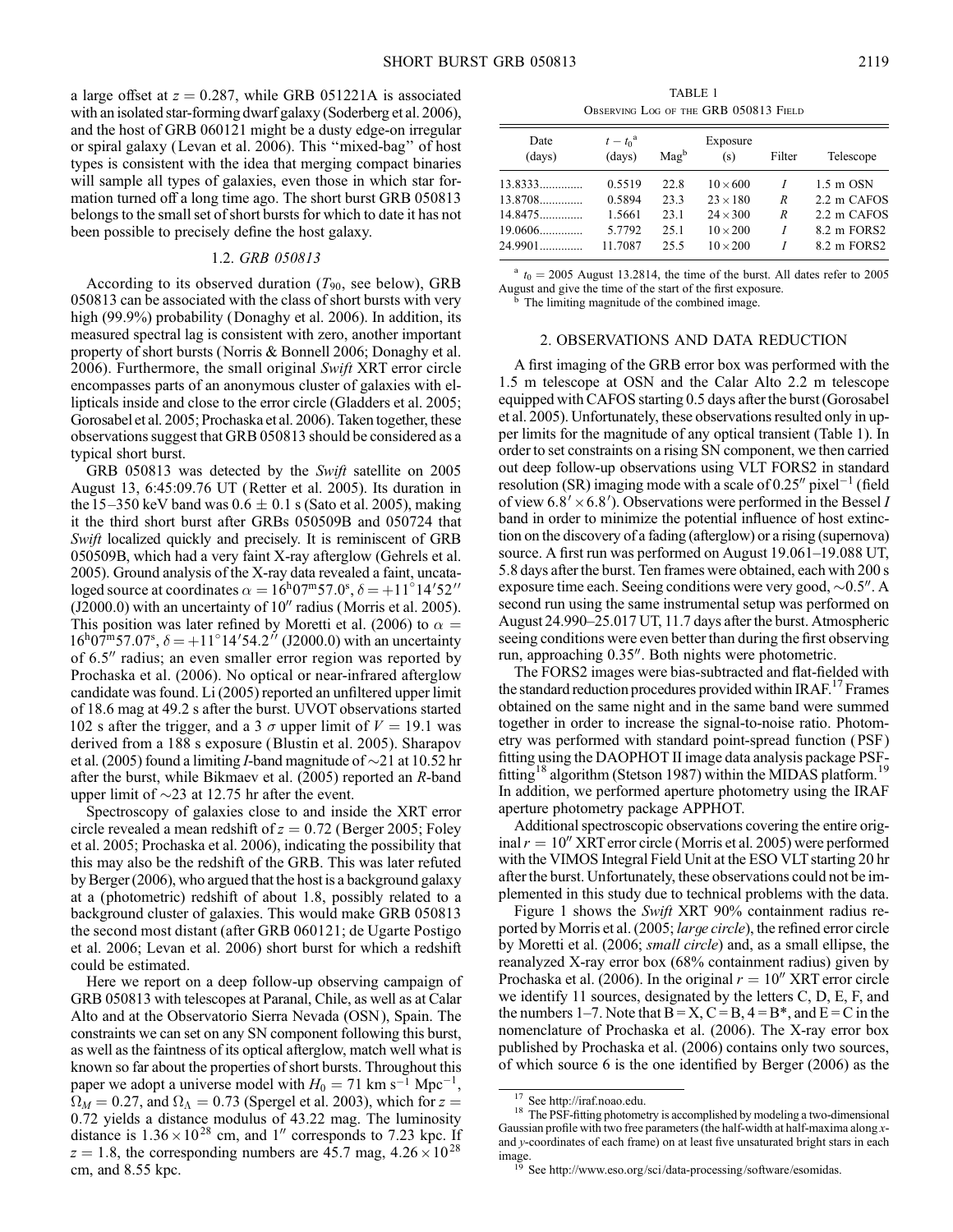a large offset at $z = 0.287$, while GRB 051221A is associated with an isolated star-forming dwarf galaxy (Soderberg et al. 2006), and the host of GRB 060121 might be a dusty edge-on irregular or spiral galaxy (Levan et al. 2006). This "mixed-bag" of host types is consistent with the idea that merging compact binaries will sample all types of galaxies, even those in which star formation turned off a long time ago. The short burst GRB 050813 belongs to the small set of short bursts for which to date it has not been possible to precisely define the host galaxy.

### 1.2. *GRB 050813*

According to its observed duration ($T_{90}$, see below), GRB 050813 can be associated with the class of short bursts with very high (99.9%) probability (Donaghy et al. 2006). In addition, its measured spectral lag is consistent with zero, another important property of short bursts (Norris & Bonnell 2006; Donaghy et al. 2006). Furthermore, the small original *Swift* XRT error circle encompasses parts of an anonymous cluster of galaxies with ellipticals inside and close to the error circle (Gladders et al. 2005; Gorosabel et al. 2005; Prochaska et al. 2006). Taken together, these observations suggest that GRB 050813 should be considered as a typical short burst.

GRB 050813 was detected by the *Swift* satellite on 2005 August 13, 6:45:09.76 UT (Retter et al. 2005). Its duration in the 15–350 keV band was $0.6 \pm 0.1$ s (Sato et al. 2005), making it the third short burst after GRBs 050509B and 050724 that *Swift* localized quickly and precisely. It is reminiscent of GRB 050509B, which had a very faint X-ray afterglow (Gehrels et al. 2005). Ground analysis of the X-ray data revealed a faint, uncataloged source at coordinates $\alpha = 16^{h}07^{m}57.0^{s}$, $\delta = +11^{\circ}14'52''$ (J2000.0) with an uncertainty of 10″ radius (Morris et al. 2005). This position was later refined by Moretti et al. (2006) to $\alpha = 16^{h}07^{m}57.07^{s}$, $\delta = +11^{\circ}14'54.2''$ (J2000.0) with an uncertainty of 6.5″ radius; an even smaller error region was reported by Prochaska et al. (2006). No optical or near-infrared afterglow candidate was found. Li (2005) reported an unfiltered upper limit of 18.6 mag at 49.2 s after the burst. UVOT observations started 102 s after the trigger, and a 3 $\sigma$ upper limit of $V = 19.1$ was derived from a 188 s exposure (Blustin et al. 2005). Sharapov et al. (2005) found a limiting *I*-band magnitude of ~21 at 10.52 hr after the burst, while Bikmaev et al. (2005) reported an *R*-band upper limit of ~23 at 12.75 hr after the event.

Spectroscopy of galaxies close to and inside the XRT error circle revealed a mean redshift of $z = 0.72$ (Berger 2005; Foley et al. 2005; Prochaska et al. 2006), indicating the possibility that this may also be the redshift of the GRB. This was later refuted by Berger (2006), who argued that the host is a background galaxy at a (photometric) redshift of about 1.8, possibly related to a background cluster of galaxies. This would make GRB 050813 the second most distant (after GRB 060121; de Ugarte Postigo et al. 2006; Levan et al. 2006) short burst for which a redshift could be estimated.

Here we report on a deep follow-up observing campaign of GRB 050813 with telescopes at Paranal, Chile, as well as at Calar Alto and at the Observatorio Sierra Nevada (OSN), Spain. The constraints we can set on any SN component following this burst, as well as the faintness of its optical afterglow, match well what is known so far about the properties of short bursts. Throughout this paper we adopt a universe model with $H_0 = 71$ km s$^{-1}$ Mpc$^{-1}$, $\Omega_M = 0.27$, and $\Omega_\Lambda = 0.73$ (Spergel et al. 2003), which for $z = 0.72$ yields a distance modulus of 43.22 mag. The luminosity distance is $1.36 \times 10^{28}$ cm, and 1″ corresponds to 7.23 kpc. If $z = 1.8$, the corresponding numbers are 45.7 mag, $4.26 \times 10^{28}$ cm, and 8.55 kpc.

TABLE 1

Observing Log of the GRB 050813 Field

| Date (days) | $t - t_0$[a] (days) | Mag[b] | Exposure (s) | Filter | Telescope |
|---|---|---|---|---|---|
| 13.8333.............. | 0.5519 | 22.8 | 10 × 600 | *I* | 1.5 m OSN |
| 13.8708.............. | 0.5894 | 23.3 | 23 × 180 | *R* | 2.2 m CAFOS |
| 14.8475.............. | 1.5661 | 23.1 | 24 × 300 | *R* | 2.2 m CAFOS |
| 19.0606.............. | 5.7792 | 25.1 | 10 × 200 | *I* | 8.2 m FORS2 |
| 24.9901.............. | 11.7087 | 25.5 | 10 × 200 | *I* | 8.2 m FORS2 |

[a] $t_0$ = 2005 August 13.2814, the time of the burst. All dates refer to 2005 August and give the time of the start of the first exposure.

[b] The limiting magnitude of the combined image.

## 2. OBSERVATIONS AND DATA REDUCTION

A first imaging of the GRB error box was performed with the 1.5 m telescope at OSN and the Calar Alto 2.2 m telescope equipped with CAFOS starting 0.5 days after the burst (Gorosabel et al. 2005). Unfortunately, these observations resulted only in upper limits for the magnitude of any optical transient (Table 1). In order to set constraints on a rising SN component, we then carried out deep follow-up observations using VLT FORS2 in standard resolution (SR) imaging mode with a scale of 0.25″ pixel$^{-1}$ (field of view 6.8′ × 6.8′). Observations were performed in the Bessel *I* band in order to minimize the potential influence of host extinction on the discovery of a fading (afterglow) or a rising (supernova) source. A first run was performed on August 19.061–19.088 UT, 5.8 days after the burst. Ten frames were obtained, each with 200 s exposure time each. Seeing conditions were very good, ~0.5″. A second run using the same instrumental setup was performed on August 24.990–25.017 UT, 11.7 days after the burst. Atmospheric seeing conditions were even better than during the first observing run, approaching 0.35″. Both nights were photometric.

The FORS2 images were bias-subtracted and flat-fielded with the standard reduction procedures provided within IRAF.[17] Frames obtained on the same night and in the same band were summed together in order to increase the signal-to-noise ratio. Photometry was performed with standard point-spread function (PSF) fitting using the DAOPHOT II image data analysis package PSF-fitting[18] algorithm (Stetson 1987) within the MIDAS platform.[19] In addition, we performed aperture photometry using the IRAF aperture photometry package APPHOT.

Additional spectroscopic observations covering the entire original $r = 10''$ XRT error circle (Morris et al. 2005) were performed with the VIMOS Integral Field Unit at the ESO VLT starting 20 hr after the burst. Unfortunately, these observations could not be implemented in this study due to technical problems with the data.

Figure 1 shows the *Swift* XRT 90% containment radius reported by Morris et al. (2005; *large circle*), the refined error circle by Moretti et al. (2006; *small circle*) and, as a small ellipse, the reanalyzed X-ray error box (68% containment radius) given by Prochaska et al. (2006). In the original $r = 10''$ XRT error circle we identify 11 sources, designated by the letters C, D, E, F, and the numbers 1–7. Note that B = X, C = B, 4 = B*, and E = C in the nomenclature of Prochaska et al. (2006). The X-ray error box published by Prochaska et al. (2006) contains only two sources, of which source 6 is the one identified by Berger (2006) as the

[17] See http://iraf.noao.edu.

[18] The PSF-fitting photometry is accomplished by modeling a two-dimensional Gaussian profile with two free parameters (the half-width at half-maxima along *x*- and *y*-coordinates of each frame) on at least five unsaturated bright stars in each image.

[19] See http://www.eso.org/sci/data-processing/software/esomidas.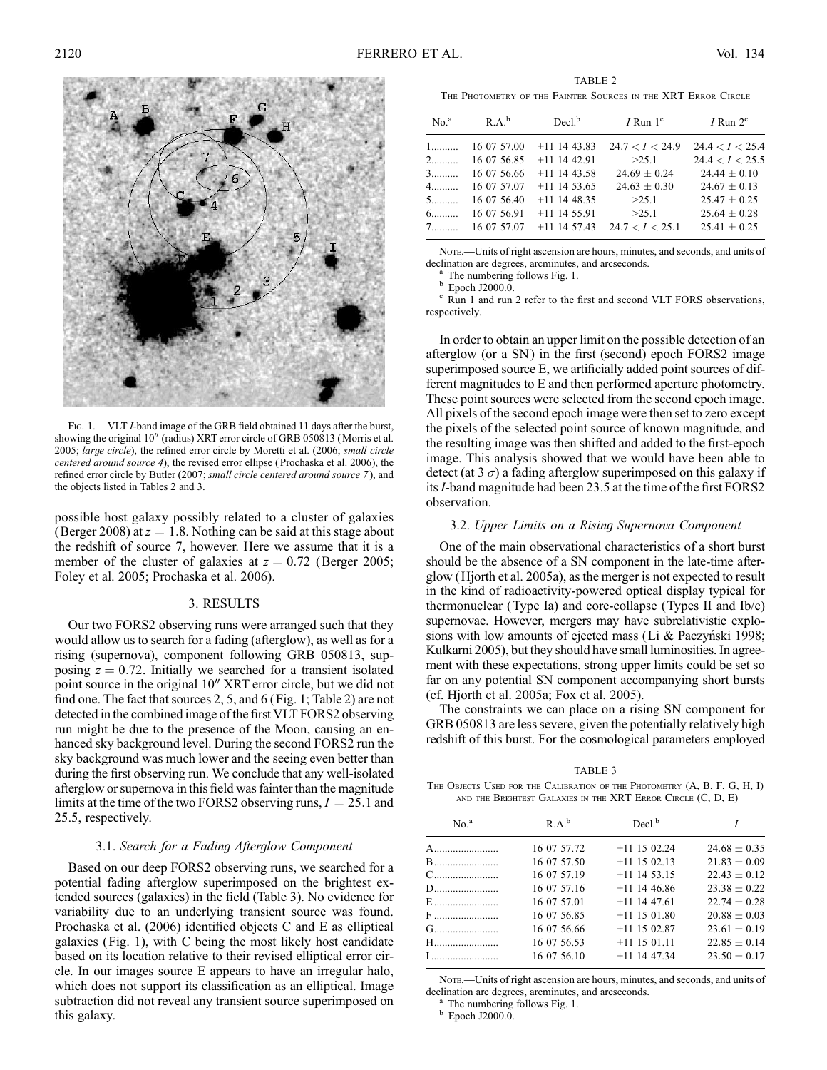Fig. 1.— VLT *I*-band image of the GRB field obtained 11 days after the burst, showing the original 10″ (radius) XRT error circle of GRB 050813 (Morris et al. 2005; *large circle*), the refined error circle by Moretti et al. (2006; *small circle centered around source 4*), the revised error ellipse (Prochaska et al. 2006), the refined error circle by Butler (2007; *small circle centered around source 7*), and the objects listed in Tables 2 and 3.

possible host galaxy possibly related to a cluster of galaxies (Berger 2008) at $z = 1.8$. Nothing can be said at this stage about the redshift of source 7, however. Here we assume that it is a member of the cluster of galaxies at $z = 0.72$ (Berger 2005; Foley et al. 2005; Prochaska et al. 2006).

## 3. RESULTS

Our two FORS2 observing runs were arranged such that they would allow us to search for a fading (afterglow), as well as for a rising (supernova), component following GRB 050813, supposing $z = 0.72$. Initially we searched for a transient isolated point source in the original 10″ XRT error circle, but we did not find one. The fact that sources 2, 5, and 6 (Fig. 1; Table 2) are not detected in the combined image of the first VLT FORS2 observing run might be due to the presence of the Moon, causing an enhanced sky background level. During the second FORS2 run the sky background was much lower and the seeing even better than during the first observing run. We conclude that any well-isolated afterglow or supernova in this field was fainter than the magnitude limits at the time of the two FORS2 observing runs, $I = 25.1$ and 25.5, respectively.

### 3.1. *Search for a Fading Afterglow Component*

Based on our deep FORS2 observing runs, we searched for a potential fading afterglow superimposed on the brightest extended sources (galaxies) in the field (Table 3). No evidence for variability due to an underlying transient source was found. Prochaska et al. (2006) identified objects C and E as elliptical galaxies (Fig. 1), with C being the most likely host candidate based on its location relative to their revised elliptical error circle. In our images source E appears to have an irregular halo, which does not support its classification as an elliptical. Image subtraction did not reveal any transient source superimposed on this galaxy.

TABLE 2

The Photometry of the Fainter Sources in the XRT Error Circle

| No.[a] | R.A.[b] | Decl.[b] | *I* Run 1[c] | *I* Run 2[c] |
|---|---|---|---|---|
| 1.......... | 16 07 57.00 | +11 14 43.83 | $24.7 < I < 24.9$ | $24.4 < I < 25.4$ |
| 2.......... | 16 07 56.85 | +11 14 42.91 | >25.1 | $24.4 < I < 25.5$ |
| 3.......... | 16 07 56.66 | +11 14 43.58 | $24.69 \pm 0.24$ | $24.44 \pm 0.10$ |
| 4.......... | 16 07 57.07 | +11 14 53.65 | $24.63 \pm 0.30$ | $24.67 \pm 0.13$ |
| 5.......... | 16 07 56.40 | +11 14 48.35 | >25.1 | $25.47 \pm 0.25$ |
| 6.......... | 16 07 56.91 | +11 14 55.91 | >25.1 | $25.64 \pm 0.28$ |
| 7.......... | 16 07 57.07 | +11 14 57.43 | $24.7 < I < 25.1$ | $25.41 \pm 0.25$ |

Note.—Units of right ascension are hours, minutes, and seconds, and units of declination are degrees, arcminutes, and arcseconds.
[a] The numbering follows Fig. 1.
[b] Epoch J2000.0.
[c] Run 1 and run 2 refer to the first and second VLT FORS observations, respectively.

In order to obtain an upper limit on the possible detection of an afterglow (or a SN) in the first (second) epoch FORS2 image superimposed source E, we artificially added point sources of different magnitudes to E and then performed aperture photometry. These point sources were selected from the second epoch image. All pixels of the second epoch image were then set to zero except the pixels of the selected point source of known magnitude, and the resulting image was then shifted and added to the first-epoch image. This analysis showed that we would have been able to detect (at 3 $\sigma$) a fading afterglow superimposed on this galaxy if its *I*-band magnitude had been 23.5 at the time of the first FORS2 observation.

### 3.2. *Upper Limits on a Rising Supernova Component*

One of the main observational characteristics of a short burst should be the absence of a SN component in the late-time afterglow (Hjorth et al. 2005a), as the merger is not expected to result in the kind of radioactivity-powered optical display typical for thermonuclear (Type Ia) and core-collapse (Types II and Ib/c) supernovae. However, mergers may have subrelativistic explosions with low amounts of ejected mass (Li & Paczyński 1998; Kulkarni 2005), but they should have small luminosities. In agreement with these expectations, strong upper limits could be set so far on any potential SN component accompanying short bursts (cf. Hjorth et al. 2005a; Fox et al. 2005).

The constraints we can place on a rising SN component for GRB 050813 are less severe, given the potentially relatively high redshift of this burst. For the cosmological parameters employed

TABLE 3

The Objects Used for the Calibration of the Photometry (A, B, F, G, H, I) and the Brightest Galaxies in the XRT Error Circle (C, D, E)

| No.[a] | R.A.[b] | Decl.[b] | *I* |
|---|---|---|---|
| A........................ | 16 07 57.72 | +11 15 02.24 | $24.68 \pm 0.35$ |
| B........................ | 16 07 57.50 | +11 15 02.13 | $21.83 \pm 0.09$ |
| C........................ | 16 07 57.19 | +11 14 53.15 | $22.43 \pm 0.12$ |
| D........................ | 16 07 57.16 | +11 14 46.86 | $23.38 \pm 0.22$ |
| E........................ | 16 07 57.01 | +11 14 47.61 | $22.74 \pm 0.28$ |
| F........................ | 16 07 56.85 | +11 15 01.80 | $20.88 \pm 0.03$ |
| G........................ | 16 07 56.66 | +11 15 02.87 | $23.61 \pm 0.19$ |
| H........................ | 16 07 56.53 | +11 15 01.11 | $22.85 \pm 0.14$ |
| I......................... | 16 07 56.10 | +11 14 47.34 | $23.50 \pm 0.17$ |

Note.—Units of right ascension are hours, minutes, and seconds, and units of declination are degrees, arcminutes, and arcseconds.
[a] The numbering follows Fig. 1.
[b] Epoch J2000.0.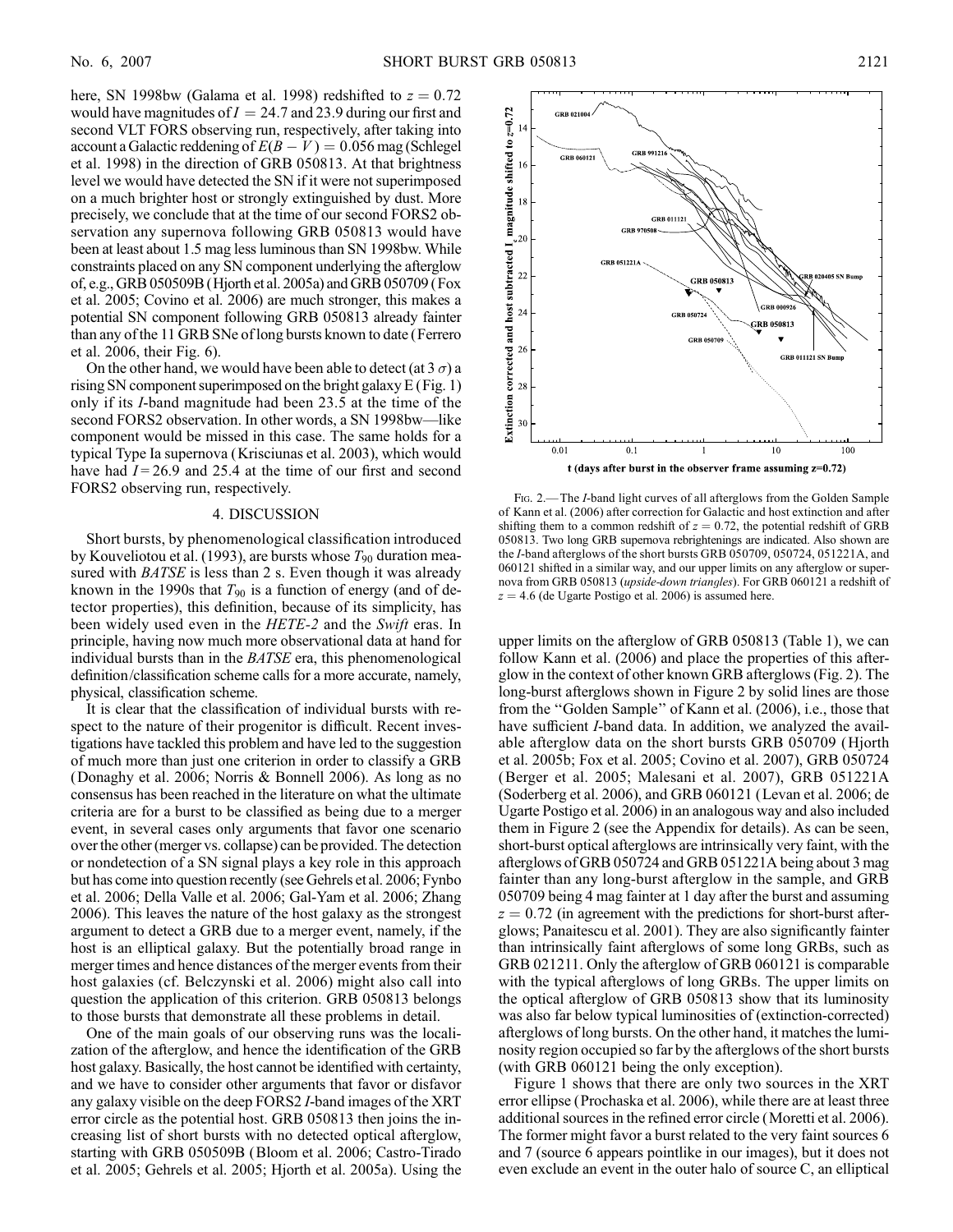here, SN 1998bw (Galama et al. 1998) redshifted to $z = 0.72$ would have magnitudes of $I = 24.7$ and 23.9 during our first and second VLT FORS observing run, respectively, after taking into account a Galactic reddening of $E(B - V) = 0.056$ mag (Schlegel et al. 1998) in the direction of GRB 050813. At that brightness level we would have detected the SN if it were not superimposed on a much brighter host or strongly extinguished by dust. More precisely, we conclude that at the time of our second FORS2 observation any supernova following GRB 050813 would have been at least about 1.5 mag less luminous than SN 1998bw. While constraints placed on any SN component underlying the afterglow of, e.g., GRB 050509B (Hjorth et al. 2005a) and GRB 050709 (Fox et al. 2005; Covino et al. 2006) are much stronger, this makes a potential SN component following GRB 050813 already fainter than any of the 11 GRB SNe of long bursts known to date (Ferrero et al. 2006, their Fig. 6).

On the other hand, we would have been able to detect (at $3\sigma$) a rising SN component superimposed on the bright galaxy E (Fig. 1) only if its $I$-band magnitude had been 23.5 at the time of the second FORS2 observation. In other words, a SN 1998bw—like component would be missed in this case. The same holds for a typical Type Ia supernova (Krisciunas et al. 2003), which would have had $I = 26.9$ and 25.4 at the time of our first and second FORS2 observing run, respectively.

## 4. DISCUSSION

Short bursts, by phenomenological classification introduced by Kouveliotou et al. (1993), are bursts whose $T_{90}$ duration measured with *BATSE* is less than 2 s. Even though it was already known in the 1990s that $T_{90}$ is a function of energy (and of detector properties), this definition, because of its simplicity, has been widely used even in the *HETE-2* and the *Swift* eras. In principle, having now much more observational data at hand for individual bursts than in the *BATSE* era, this phenomenological definition/classification scheme calls for a more accurate, namely, physical, classification scheme.

It is clear that the classification of individual bursts with respect to the nature of their progenitor is difficult. Recent investigations have tackled this problem and have led to the suggestion of much more than just one criterion in order to classify a GRB (Donaghy et al. 2006; Norris & Bonnell 2006). As long as no consensus has been reached in the literature on what the ultimate criteria are for a burst to be classified as being due to a merger event, in several cases only arguments that favor one scenario over the other (merger vs. collapse) can be provided. The detection or nondetection of a SN signal plays a key role in this approach but has come into question recently (see Gehrels et al. 2006; Fynbo et al. 2006; Della Valle et al. 2006; Gal-Yam et al. 2006; Zhang 2006). This leaves the nature of the host galaxy as the strongest argument to detect a GRB due to a merger event, namely, if the host is an elliptical galaxy. But the potentially broad range in merger times and hence distances of the merger events from their host galaxies (cf. Belczynski et al. 2006) might also call into question the application of this criterion. GRB 050813 belongs to those bursts that demonstrate all these problems in detail.

One of the main goals of our observing runs was the localization of the afterglow, and hence the identification of the GRB host galaxy. Basically, the host cannot be identified with certainty, and we have to consider other arguments that favor or disfavor any galaxy visible on the deep FORS2 $I$-band images of the XRT error circle as the potential host. GRB 050813 then joins the increasing list of short bursts with no detected optical afterglow, starting with GRB 050509B (Bloom et al. 2006; Castro-Tirado et al. 2005; Gehrels et al. 2005; Hjorth et al. 2005a). Using the upper limits on the afterglow of GRB 050813 (Table 1), we can follow Kann et al. (2006) and place the properties of this afterglow in the context of other known GRB afterglows (Fig. 2). The long-burst afterglows shown in Figure 2 by solid lines are those from the "Golden Sample" of Kann et al. (2006), i.e., those that have sufficient $I$-band data. In addition, we analyzed the available afterglow data on the short bursts GRB 050709 (Hjorth et al. 2005b; Fox et al. 2005; Covino et al. 2007), GRB 050724 (Berger et al. 2005; Malesani et al. 2007), GRB 051221A (Soderberg et al. 2006), and GRB 060121 (Levan et al. 2006; de Ugarte Postigo et al. 2006) in an analogous way and also included them in Figure 2 (see the Appendix for details). As can be seen, short-burst optical afterglows are intrinsically very faint, with the afterglows of GRB 050724 and GRB 051221A being about 3 mag fainter than any long-burst afterglow in the sample, and GRB 050709 being 4 mag fainter at 1 day after the burst and assuming $z = 0.72$ (in agreement with the predictions for short-burst afterglows; Panaitescu et al. 2001). They are also significantly fainter than intrinsically faint afterglows of some long GRBs, such as GRB 021211. Only the afterglow of GRB 060121 is comparable with the typical afterglows of long GRBs. The upper limits on the optical afterglow of GRB 050813 show that its luminosity was also far below typical luminosities of (extinction-corrected) afterglows of long bursts. On the other hand, it matches the luminosity region occupied so far by the afterglows of the short bursts (with GRB 060121 being the only exception).

Fig. 2.— The $I$-band light curves of all afterglows from the Golden Sample of Kann et al. (2006) after correction for Galactic and host extinction and after shifting them to a common redshift of $z = 0.72$, the potential redshift of GRB 050813. Two long GRB supernova rebrightenings are indicated. Also shown are the $I$-band afterglows of the short bursts GRB 050709, 050724, 051221A, and 060121 shifted in a similar way, and our upper limits on any afterglow or supernova from GRB 050813 (*upside-down triangles*). For GRB 060121 a redshift of $z = 4.6$ (de Ugarte Postigo et al. 2006) is assumed here.

Figure 1 shows that there are only two sources in the XRT error ellipse (Prochaska et al. 2006), while there are at least three additional sources in the refined error circle (Moretti et al. 2006). The former might favor a burst related to the very faint sources 6 and 7 (source 6 appears pointlike in our images), but it does not even exclude an event in the outer halo of source C, an elliptical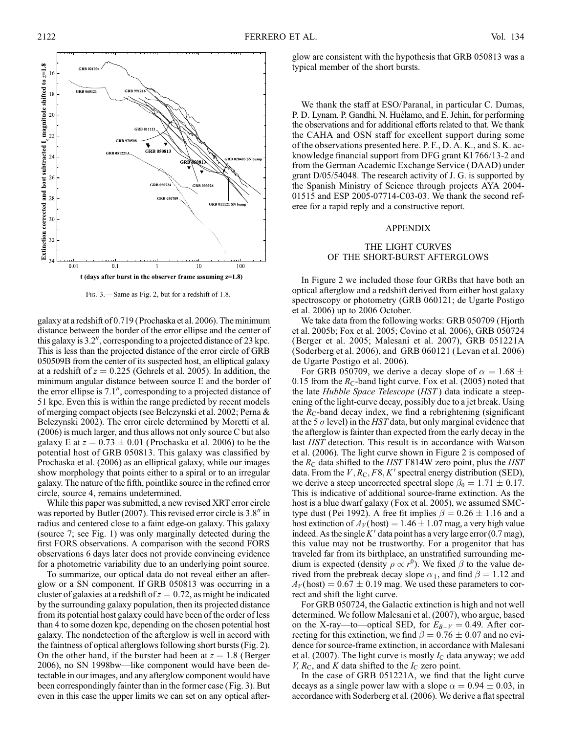Fig. 3.— Same as Fig. 2, but for a redshift of 1.8.

galaxy at a redshift of 0.719 (Prochaska et al. 2006). The minimum distance between the border of the error ellipse and the center of this galaxy is 3.2″, corresponding to a projected distance of 23 kpc. This is less than the projected distance of the error circle of GRB 050509B from the center of its suspected host, an elliptical galaxy at a redshift of $z = 0.225$ (Gehrels et al. 2005). In addition, the minimum angular distance between source E and the border of the error ellipse is 7.1″, corresponding to a projected distance of 51 kpc. Even this is within the range predicted by recent models of merging compact objects (see Belczynski et al. 2002; Perna & Belczynski 2002). The error circle determined by Moretti et al. (2006) is much larger, and thus allows not only source C but also galaxy E at $z = 0.73 \pm 0.01$ (Prochaska et al. 2006) to be the potential host of GRB 050813. This galaxy was classified by Prochaska et al. (2006) as an elliptical galaxy, while our images show morphology that points either to a spiral or to an irregular galaxy. The nature of the fifth, pointlike source in the refined error circle, source 4, remains undetermined.

While this paper was submitted, a new revised XRT error circle was reported by Butler (2007). This revised error circle is 3.8″ in radius and centered close to a faint edge-on galaxy. This galaxy (source 7; see Fig. 1) was only marginally detected during the first FORS observations. A comparison with the second FORS observations 6 days later does not provide convincing evidence for a photometric variability due to an underlying point source.

To summarize, our optical data do not reveal either an afterglow or a SN component. If GRB 050813 was occurring in a cluster of galaxies at a redshift of $z = 0.72$, as might be indicated by the surrounding galaxy population, then its projected distance from its potential host galaxy could have been of the order of less than 4 to some dozen kpc, depending on the chosen potential host galaxy. The nondetection of the afterglow is well in accord with the faintness of optical afterglows following short bursts (Fig. 2). On the other hand, if the burster had been at $z = 1.8$ (Berger 2006), no SN 1998bw—like component would have been detectable in our images, and any afterglow component would have been correspondingly fainter than in the former case (Fig. 3). But even in this case the upper limits we can set on any optical afterglow are consistent with the hypothesis that GRB 050813 was a typical member of the short bursts.

We thank the staff at ESO/Paranal, in particular C. Dumas, P. D. Lynam, P. Gandhi, N. Huélamo, and E. Jehin, for performing the observations and for additional efforts related to that. We thank the CAHA and OSN staff for excellent support during some of the observations presented here. P. F., D. A. K., and S. K. acknowledge financial support from DFG grant Kl 766/13-2 and from the German Academic Exchange Service (DAAD) under grant D/05/54048. The research activity of J. G. is supported by the Spanish Ministry of Science through projects AYA 2004-01515 and ESP 2005-07714-C03-03. We thank the second referee for a rapid reply and a constructive report.

## APPENDIX

### THE LIGHT CURVES OF THE SHORT-BURST AFTERGLOWS

In Figure 2 we included those four GRBs that have both an optical afterglow and a redshift derived from either host galaxy spectroscopy or photometry (GRB 060121; de Ugarte Postigo et al. 2006) up to 2006 October.

We take data from the following works: GRB 050709 (Hjorth et al. 2005b; Fox et al. 2005; Covino et al. 2006), GRB 050724 (Berger et al. 2005; Malesani et al. 2007), GRB 051221A (Soderberg et al. 2006), and GRB 060121 (Levan et al. 2006) de Ugarte Postigo et al. 2006).

For GRB 050709, we derive a decay slope of $\alpha = 1.68 \pm 0.15$ from the $R_C$-band light curve. Fox et al. (2005) noted that the late *Hubble Space Telescope* (*HST*) data indicate a steepening of the light-curve decay, possibly due to a jet break. Using the $R_C$-band decay index, we find a rebrightening (significant at the 5 $\sigma$ level) in the *HST* data, but only marginal evidence that the afterglow is fainter than expected from the early decay in the last *HST* detection. This result is in accordance with Watson et al. (2006). The light curve shown in Figure 2 is composed of the $R_C$ data shifted to the *HST* F814W zero point, plus the *HST* data. From the $V, R_C, F8, K'$ spectral energy distribution (SED), we derive a steep uncorrected spectral slope $\beta_0 = 1.71 \pm 0.17$. This is indicative of additional source-frame extinction. As the host is a blue dwarf galaxy (Fox et al. 2005), we assumed SMC-type dust (Pei 1992). A free fit implies $\beta = 0.26 \pm 1.16$ and a host extinction of $A_V(\text{host}) = 1.46 \pm 1.07$ mag, a very high value indeed. As the single $K'$ data point has a very large error (0.7 mag), this value may not be trustworthy. For a progenitor that has traveled far from its birthplace, an unstratified surrounding medium is expected (density $\rho \propto r^0$). We fixed $\beta$ to the value derived from the prebreak decay slope $\alpha_1$, and find $\beta = 1.12$ and $A_V(\text{host}) = 0.67 \pm 0.19$ mag. We used these parameters to correct and shift the light curve.

For GRB 050724, the Galactic extinction is high and not well determined. We follow Malesani et al. (2007), who argue, based on the X-ray—to—optical SED, for $E_{B-V} = 0.49$. After correcting for this extinction, we find $\beta = 0.76 \pm 0.07$ and no evidence for source-frame extinction, in accordance with Malesani et al. (2007). The light curve is mostly $I_C$ data anyway; we add $V$, $R_C$, and $K$ data shifted to the $I_C$ zero point.

In the case of GRB 051221A, we find that the light curve decays as a single power law with a slope $\alpha = 0.94 \pm 0.03$, in accordance with Soderberg et al. (2006). We derive a flat spectral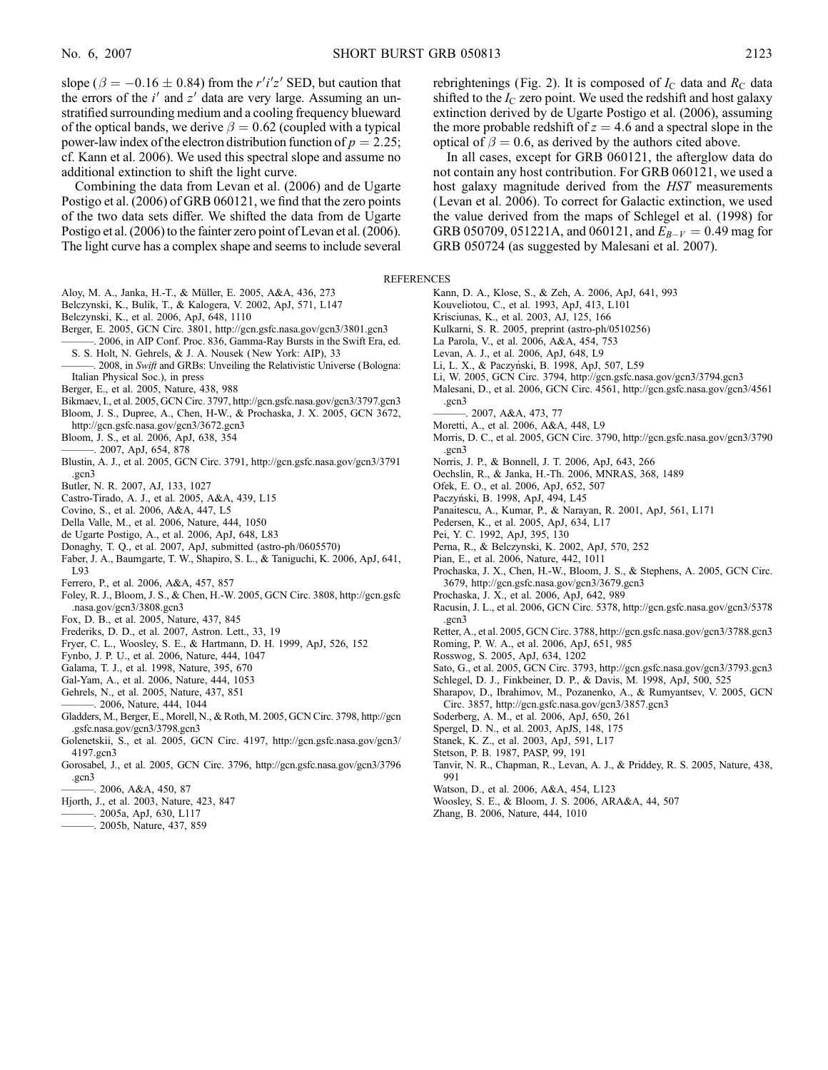slope ($\beta = -0.16 \pm 0.84$) from the $r'i'z'$ SED, but caution that the errors of the $i'$ and $z'$ data are very large. Assuming an unstratified surrounding medium and a cooling frequency blueward of the optical bands, we derive $\beta = 0.62$ (coupled with a typical power-law index of the electron distribution function of $p = 2.25$; cf. Kann et al. 2006). We used this spectral slope and assume no additional extinction to shift the light curve.

Combining the data from Levan et al. (2006) and de Ugarte Postigo et al. (2006) of GRB 060121, we find that the zero points of the two data sets differ. We shifted the data from de Ugarte Postigo et al. (2006) to the fainter zero point of Levan et al. (2006). The light curve has a complex shape and seems to include several rebrightenings (Fig. 2). It is composed of $I_C$ data and $R_C$ data shifted to the $I_C$ zero point. We used the redshift and host galaxy extinction derived by de Ugarte Postigo et al. (2006), assuming the more probable redshift of $z = 4.6$ and a spectral slope in the optical of $\beta = 0.6$, as derived by the authors cited above.

In all cases, except for GRB 060121, the afterglow data do not contain any host contribution. For GRB 060121, we used a host galaxy magnitude derived from the *HST* measurements (Levan et al. 2006). To correct for Galactic extinction, we used the value derived from the maps of Schlegel et al. (1998) for GRB 050709, 051221A, and 060121, and $E_{B-V} = 0.49$ mag for GRB 050724 (as suggested by Malesani et al. 2007).

## REFERENCES

Aloy, M. A., Janka, H.-T., & Müller, E. 2005, A&A, 436, 273
Belczynski, K., Bulik, T., & Kalogera, V. 2002, ApJ, 571, L147
Belczynski, K., et al. 2006, ApJ, 648, 1110
Berger, E. 2005, GCN Circ. 3801, http://gcn.gsfc.nasa.gov/gcn3/3801.gcn3
———. 2006, in AIP Conf. Proc. 836, Gamma-Ray Bursts in the Swift Era, ed. S. S. Holt, N. Gehrels, & J. A. Nousek (New York: AIP), 33
———. 2008, in *Swift* and GRBs: Unveiling the Relativistic Universe (Bologna: Italian Physical Soc.), in press
Berger, E., et al. 2005, Nature, 438, 988
Bikmaev, I., et al. 2005, GCN Circ. 3797, http://gcn.gsfc.nasa.gov/gcn3/3797.gcn3
Bloom, J. S., Dupree, A., Chen, H-W., & Prochaska, J. X. 2005, GCN 3672, http://gcn.gsfc.nasa.gov/gcn3/3672.gcn3
Bloom, J. S., et al. 2006, ApJ, 638, 354
———. 2007, ApJ, 654, 878
Blustin, A. J., et al. 2005, GCN Circ. 3791, http://gcn.gsfc.nasa.gov/gcn3/3791.gcn3
Butler, N. R. 2007, AJ, 133, 1027
Castro-Tirado, A. J., et al. 2005, A&A, 439, L15
Covino, S., et al. 2006, A&A, 447, L5
Della Valle, M., et al. 2006, Nature, 444, 1050
de Ugarte Postigo, A., et al. 2006, ApJ, 648, L83
Donaghy, T. Q., et al. 2007, ApJ, submitted (astro-ph/0605570)
Faber, J. A., Baumgarte, T. W., Shapiro, S. L., & Taniguchi, K. 2006, ApJ, 641, L93
Ferrero, P., et al. 2006, A&A, 457, 857
Foley, R. J., Bloom, J. S., & Chen, H.-W. 2005, GCN Circ. 3808, http://gcn.gsfc.nasa.gov/gcn3/3808.gcn3
Fox, D. B., et al. 2005, Nature, 437, 845
Frederiks, D. D., et al. 2007, Astron. Lett., 33, 19
Fryer, C. L., Woosley, S. E., & Hartmann, D. H. 1999, ApJ, 526, 152
Fynbo, J. P. U., et al. 2006, Nature, 444, 1047
Galama, T. J., et al. 1998, Nature, 395, 670
Gal-Yam, A., et al. 2006, Nature, 444, 1053
Gehrels, N., et al. 2005, Nature, 437, 851
———. 2006, Nature, 444, 1044
Gladders, M., Berger, E., Morell, N., & Roth, M. 2005, GCN Circ. 3798, http://gcn.gsfc.nasa.gov/gcn3/3798.gcn3
Golenetskii, S., et al. 2005, GCN Circ. 4197, http://gcn.gsfc.nasa.gov/gcn3/4197.gcn3
Gorosabel, J., et al. 2005, GCN Circ. 3796, http://gcn.gsfc.nasa.gov/gcn3/3796.gcn3
———. 2006, A&A, 450, 87
Hjorth, J., et al. 2003, Nature, 423, 847
———. 2005a, ApJ, 630, L117
———. 2005b, Nature, 437, 859
Kann, D. A., Klose, S., & Zeh, A. 2006, ApJ, 641, 993
Kouveliotou, C., et al. 1993, ApJ, 413, L101
Krisciunas, K., et al. 2003, AJ, 125, 166
Kulkarni, S. R. 2005, preprint (astro-ph/0510256)
La Parola, V., et al. 2006, A&A, 454, 753
Levan, A. J., et al. 2006, ApJ, 648, L9
Li, L. X., & Paczyński, B. 1998, ApJ, 507, L59
Li, W. 2005, GCN Circ. 3794, http://gcn.gsfc.nasa.gov/gcn3/3794.gcn3
Malesani, D., et al. 2006, GCN Circ. 4561, http://gcn.gsfc.nasa.gov/gcn3/4561.gcn3
———. 2007, A&A, 473, 77
Moretti, A., et al. 2006, A&A, 448, L9
Morris, D. C., et al. 2005, GCN Circ. 3790, http://gcn.gsfc.nasa.gov/gcn3/3790.gcn3
Norris, J. P., & Bonnell, J. T. 2006, ApJ, 643, 266
Oechslin, R., & Janka, H.-Th. 2006, MNRAS, 368, 1489
Ofek, E. O., et al. 2006, ApJ, 652, 507
Paczyński, B. 1998, ApJ, 494, L45
Panaitescu, A., Kumar, P., & Narayan, R. 2001, ApJ, 561, L171
Pedersen, K., et al. 2005, ApJ, 634, L17
Pei, Y. C. 1992, ApJ, 395, 130
Perna, R., & Belczynski, K. 2002, ApJ, 570, 252
Pian, E., et al. 2006, Nature, 442, 1011
Prochaska, J. X., Chen, H.-W., Bloom, J. S., & Stephens, A. 2005, GCN Circ. 3679, http://gcn.gsfc.nasa.gov/gcn3/3679.gcn3
Prochaska, J. X., et al. 2006, ApJ, 642, 989
Racusin, J. L., et al. 2006, GCN Circ. 5378, http://gcn.gsfc.nasa.gov/gcn3/5378.gcn3
Retter, A., et al. 2005, GCN Circ. 3788, http://gcn.gsfc.nasa.gov/gcn3/3788.gcn3
Roming, P. W. A., et al. 2006, ApJ, 651, 985
Rosswog, S. 2005, ApJ, 634, 1202
Sato, G., et al. 2005, GCN Circ. 3793, http://gcn.gsfc.nasa.gov/gcn3/3793.gcn3
Schlegel, D. J., Finkbeiner, D. P., & Davis, M. 1998, ApJ, 500, 525
Sharapov, D., Ibrahimov, M., Pozanenko, A., & Rumyantsev, V. 2005, GCN Circ. 3857, http://gcn.gsfc.nasa.gov/gcn3/3857.gcn3
Soderberg, A. M., et al. 2006, ApJ, 650, 261
Spergel, D. N., et al. 2003, ApJS, 148, 175
Stanek, K. Z., et al. 2003, ApJ, 591, L17
Stetson, P. B. 1987, PASP, 99, 191
Tanvir, N. R., Chapman, R., Levan, A. J., & Priddey, R. S. 2005, Nature, 438, 991
Watson, D., et al. 2006, A&A, 454, L123
Woosley, S. E., & Bloom, J. S. 2006, ARA&A, 44, 507
Zhang, B. 2006, Nature, 444, 1010